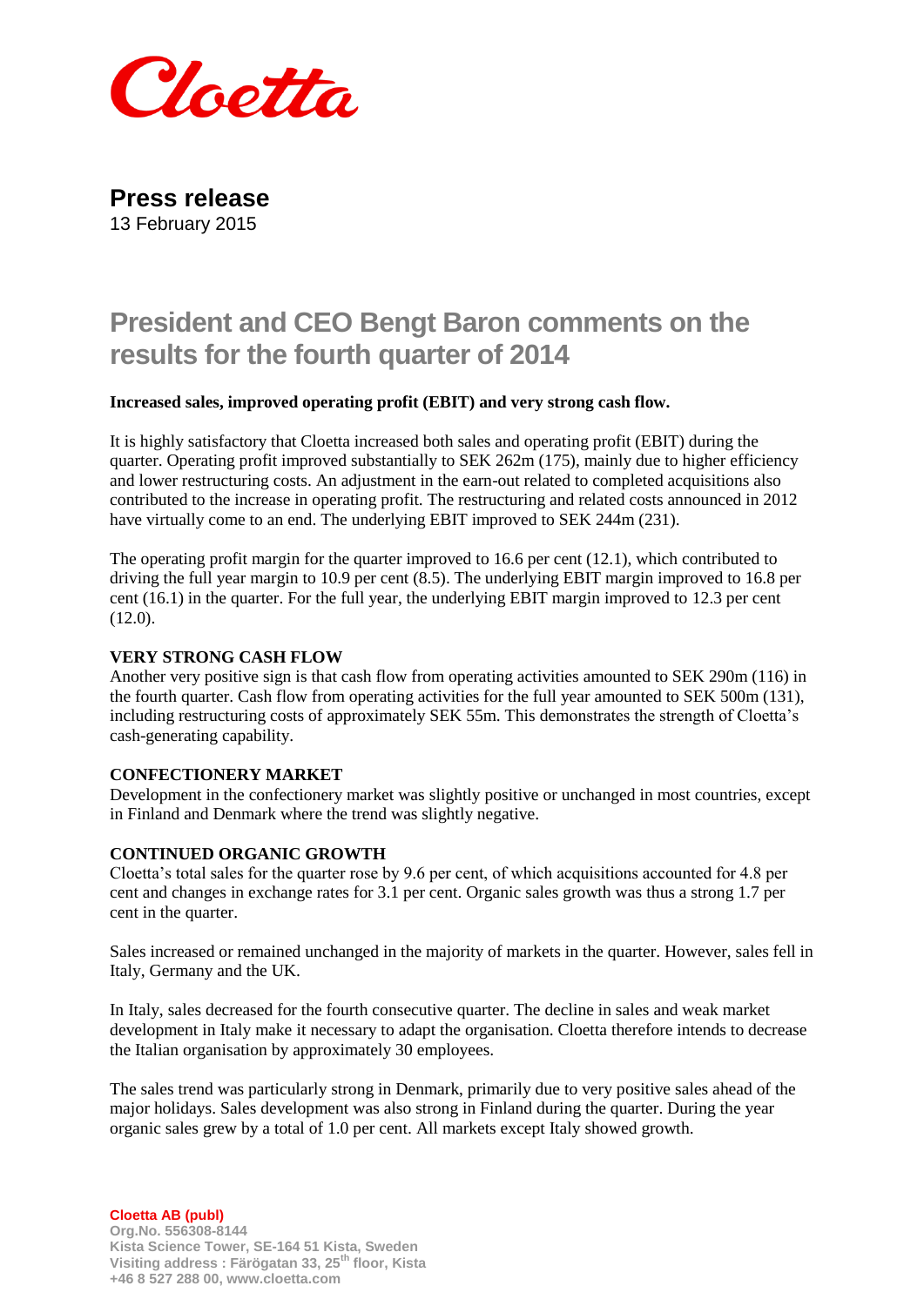Cloetta

# Press release

13 February 2015

## President and CEO Bengt Baron comments on the results for the fourth quarter of 2014

**Increased sales, improved operating profit (EBIT) and very strong cash flow.**

It is highly satisfactory that Cloetta increased both sales and operating profit (EBIT) during the quarter. Operating profit improved substantially to SEK 262m (175), mainly due to higher efficiency and lower restructuring costs. An adjustment in the earn-out related to completed acquisitions also contributed to the increase in operating profit. The restructuring and related costs announced in 2012 have virtually come to an end. The underlying EBIT improved to SEK 244m (231).

The operating profit margin for the quarter improved to 16.6 per cent (12.1), which contributed to driving the full year margin to 10.9 per cent (8.5). The underlying EBIT margin improved to 16.8 per cent (16.1) in the quarter. For the full year, the underlying EBIT margin improved to 12.3 per cent (12.0).

### VERY STRONG CASH FLOW

Another very positive sign is that cash flow from operating activities amounted to SEK 290m (116) in the fourth quarter. Cash flow from operating activities for the full year amounted to SEK 500m (131), including restructuring costs of approximately SEK 55m. This demonstrates the strength of Cloetta's cash-generating capability.

### CONFECTIONERY MARKET

Development in the confectionery market was slightly positive or unchanged in most countries, except in Finland and Denmark where the trend was slightly negative.

### CONTINUED ORGANIC GROWTH

Cloetta's total sales for the quarter rose by 9.6 per cent, of which acquisitions accounted for 4.8 per cent and changes in exchange rates for 3.1 per cent. Organic sales growth was thus a strong 1.7 per cent in the quarter.

Sales increased or remained unchanged in the majority of markets in the quarter. However, sales fell in Italy, Germany and the UK.

In Italy, sales decreased for the fourth consecutive quarter. The decline in sales and weak market development in Italy make it necessary to adapt the organisation. Cloetta therefore intends to decrease the Italian organisation by approximately 30 employees.

The sales trend was particularly strong in Denmark, primarily due to very positive sales ahead of the major holidays. Sales development was also strong in Finland during the quarter. During the year organic sales grew by a total of 1.0 per cent. All markets except Italy showed growth.

**Cloetta AB (publ)**
Org.No. 556308-8144
Kista Science Tower, SE-164 51 Kista, Sweden
Visiting address : Färögatan 33, 25th floor, Kista
+46 8 527 288 00, www.cloetta.com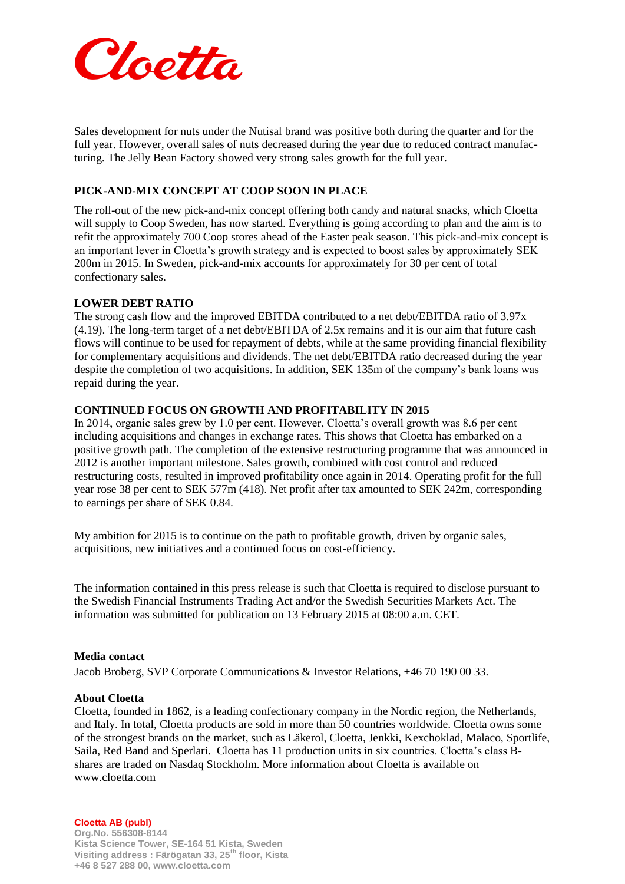Sales development for nuts under the Nutisal brand was positive both during the quarter and for the full year. However, overall sales of nuts decreased during the year due to reduced contract manufacturing. The Jelly Bean Factory showed very strong sales growth for the full year.

**PICK-AND-MIX CONCEPT AT COOP SOON IN PLACE**

The roll-out of the new pick-and-mix concept offering both candy and natural snacks, which Cloetta will supply to Coop Sweden, has now started. Everything is going according to plan and the aim is to refit the approximately 700 Coop stores ahead of the Easter peak season. This pick-and-mix concept is an important lever in Cloetta's growth strategy and is expected to boost sales by approximately SEK 200m in 2015. In Sweden, pick-and-mix accounts for approximately for 30 per cent of total confectionary sales.

**LOWER DEBT RATIO**

The strong cash flow and the improved EBITDA contributed to a net debt/EBITDA ratio of 3.97x (4.19). The long-term target of a net debt/EBITDA of 2.5x remains and it is our aim that future cash flows will continue to be used for repayment of debts, while at the same providing financial flexibility for complementary acquisitions and dividends. The net debt/EBITDA ratio decreased during the year despite the completion of two acquisitions. In addition, SEK 135m of the company's bank loans was repaid during the year.

**CONTINUED FOCUS ON GROWTH AND PROFITABILITY IN 2015**

In 2014, organic sales grew by 1.0 per cent. However, Cloetta's overall growth was 8.6 per cent including acquisitions and changes in exchange rates. This shows that Cloetta has embarked on a positive growth path. The completion of the extensive restructuring programme that was announced in 2012 is another important milestone. Sales growth, combined with cost control and reduced restructuring costs, resulted in improved profitability once again in 2014. Operating profit for the full year rose 38 per cent to SEK 577m (418). Net profit after tax amounted to SEK 242m, corresponding to earnings per share of SEK 0.84.

My ambition for 2015 is to continue on the path to profitable growth, driven by organic sales, acquisitions, new initiatives and a continued focus on cost-efficiency.

The information contained in this press release is such that Cloetta is required to disclose pursuant to the Swedish Financial Instruments Trading Act and/or the Swedish Securities Markets Act. The information was submitted for publication on 13 February 2015 at 08:00 a.m. CET.

**Media contact**

Jacob Broberg, SVP Corporate Communications & Investor Relations, +46 70 190 00 33.

**About Cloetta**

Cloetta, founded in 1862, is a leading confectionary company in the Nordic region, the Netherlands, and Italy. In total, Cloetta products are sold in more than 50 countries worldwide. Cloetta owns some of the strongest brands on the market, such as Läkerol, Cloetta, Jenkki, Kexchoklad, Malaco, Sportlife, Saila, Red Band and Sperlari. Cloetta has 11 production units in six countries. Cloetta's class B-shares are traded on Nasdaq Stockholm. More information about Cloetta is available on www.cloetta.com

**Cloetta AB (publ)**
Org.No. 556308-8144
Kista Science Tower, SE-164 51 Kista, Sweden
Visiting address : Färögatan 33, 25th floor, Kista
+46 8 527 288 00, www.cloetta.com